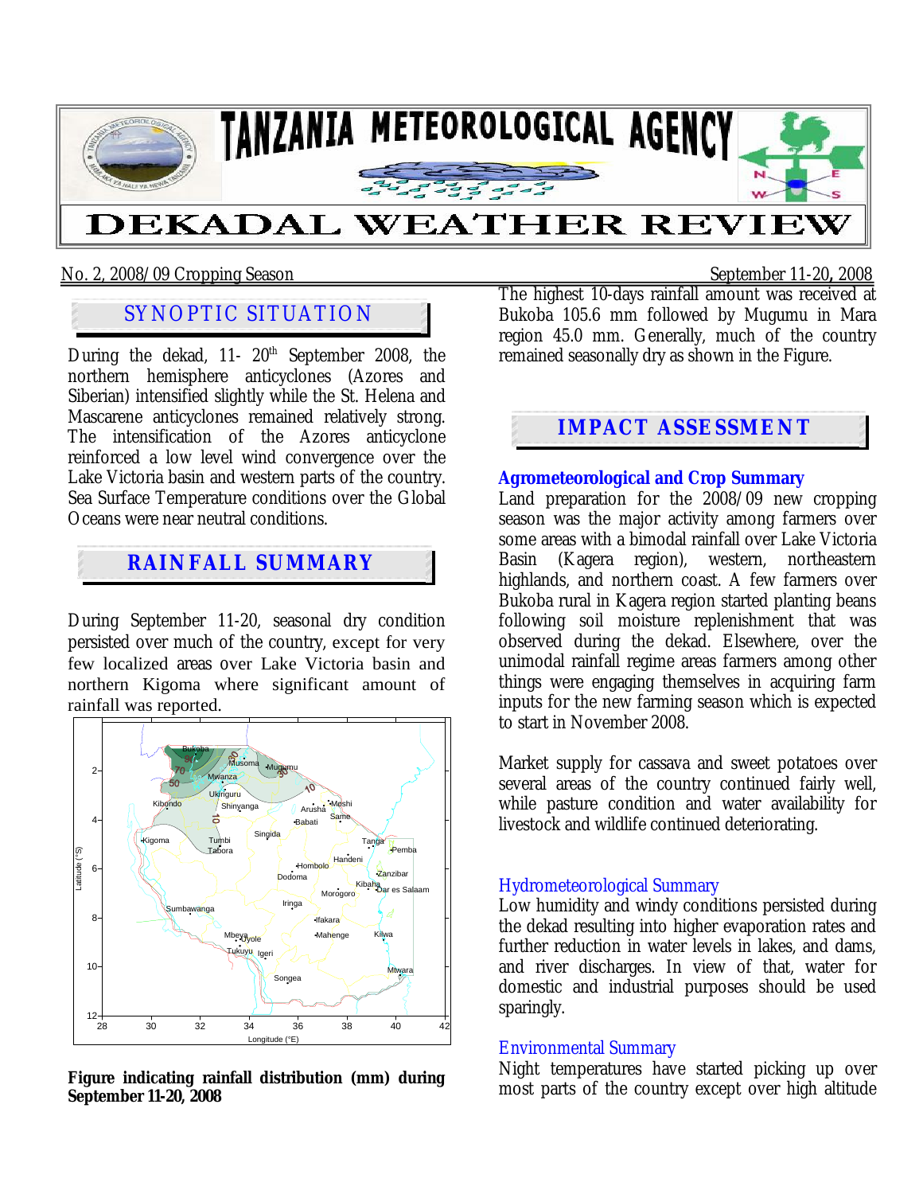# TANZANIA METEOROLOGICAL AGENCY

# DEKADAL WEATHER REVIEW

No. 2, 2008/09 Cropping Season September 11-20, 2008

## SYNOPTIC SITUATION

During the dekad, 11- 20th September 2008, the northern hemisphere anticyclones (Azores and Siberian) intensified slightly while the St. Helena and Mascarene anticyclones remained relatively strong. The intensification of the Azores anticyclone reinforced a low level wind convergence over the Lake Victoria basin and western parts of the country. Sea Surface Temperature conditions over the Global Oceans were near neutral conditions.

## RAINFALL SUMMARY

During September 11-20, seasonal dry condition persisted over much of the country, except for very few localized areas over Lake Victoria basin and northern Kigoma where significant amount of rainfall was reported.

**Figure indicating rainfall distribution (mm) during September 11-20, 2008**

The highest 10-days rainfall amount was received at Bukoba 105.6 mm followed by Mugumu in Mara region 45.0 mm. Generally, much of the country remained seasonally dry as shown in the Figure.

## IMPACT ASSESSMENT

### Agrometeorological and Crop Summary

Land preparation for the 2008/09 new cropping season was the major activity among farmers over some areas with a bimodal rainfall over Lake Victoria Basin (Kagera region), western, northeastern highlands, and northern coast. A few farmers over Bukoba rural in Kagera region started planting beans following soil moisture replenishment that was observed during the dekad. Elsewhere, over the unimodal rainfall regime areas farmers among other things were engaging themselves in acquiring farm inputs for the new farming season which is expected to start in November 2008.

Market supply for cassava and sweet potatoes over several areas of the country continued fairly well, while pasture condition and water availability for livestock and wildlife continued deteriorating.

### Hydrometeorological Summary

Low humidity and windy conditions persisted during the dekad resulting into higher evaporation rates and further reduction in water levels in lakes, and dams, and river discharges. In view of that, water for domestic and industrial purposes should be used sparingly.

### Environmental Summary

Night temperatures have started picking up over most parts of the country except over high altitude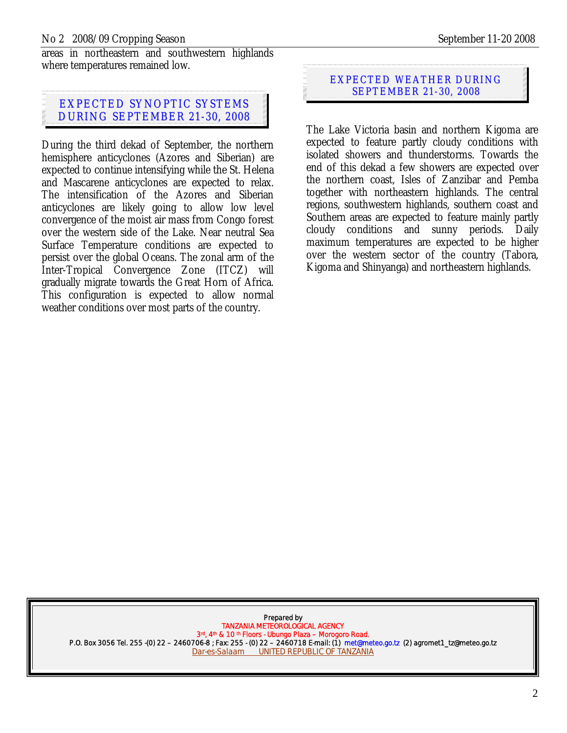areas in northeastern and southwestern highlands where temperatures remained low.

## EXPECTED SYNOPTIC SYSTEMS DURING SEPTEMBER 21-30, 2008

During the third dekad of September, the northern hemisphere anticyclones (Azores and Siberian) are expected to continue intensifying while the St. Helena and Mascarene anticyclones are expected to relax. The intensification of the Azores and Siberian anticyclones are likely going to allow low level convergence of the moist air mass from Congo forest over the western side of the Lake. Near neutral Sea Surface Temperature conditions are expected to persist over the global Oceans. The zonal arm of the Inter-Tropical Convergence Zone (ITCZ) will gradually migrate towards the Great Horn of Africa. This configuration is expected to allow normal weather conditions over most parts of the country.

## EXPECTED WEATHER DURING SEPTEMBER 21-30, 2008

The Lake Victoria basin and northern Kigoma are expected to feature partly cloudy conditions with isolated showers and thunderstorms. Towards the end of this dekad a few showers are expected over the northern coast, Isles of Zanzibar and Pemba together with northeastern highlands. The central regions, southwestern highlands, southern coast and Southern areas are expected to feature mainly partly cloudy conditions and sunny periods. Daily maximum temperatures are expected to be higher over the western sector of the country (Tabora, Kigoma and Shinyanga) and northeastern highlands.

Prepared by
TANZANIA METEOROLOGICAL AGENCY
3rd, 4th & 10th Floors - Ubungo Plaza – Morogoro Road.
P.O. Box 3056 Tel. 255 -(0) 22 – 2460706-8 ; Fax: 255 - (0) 22 – 2460718 E-mail: (1) met@meteo.go.tz (2) agromet1_tz@meteo.go.tz
Dar-es-Salaam UNITED REPUBLIC OF TANZANIA